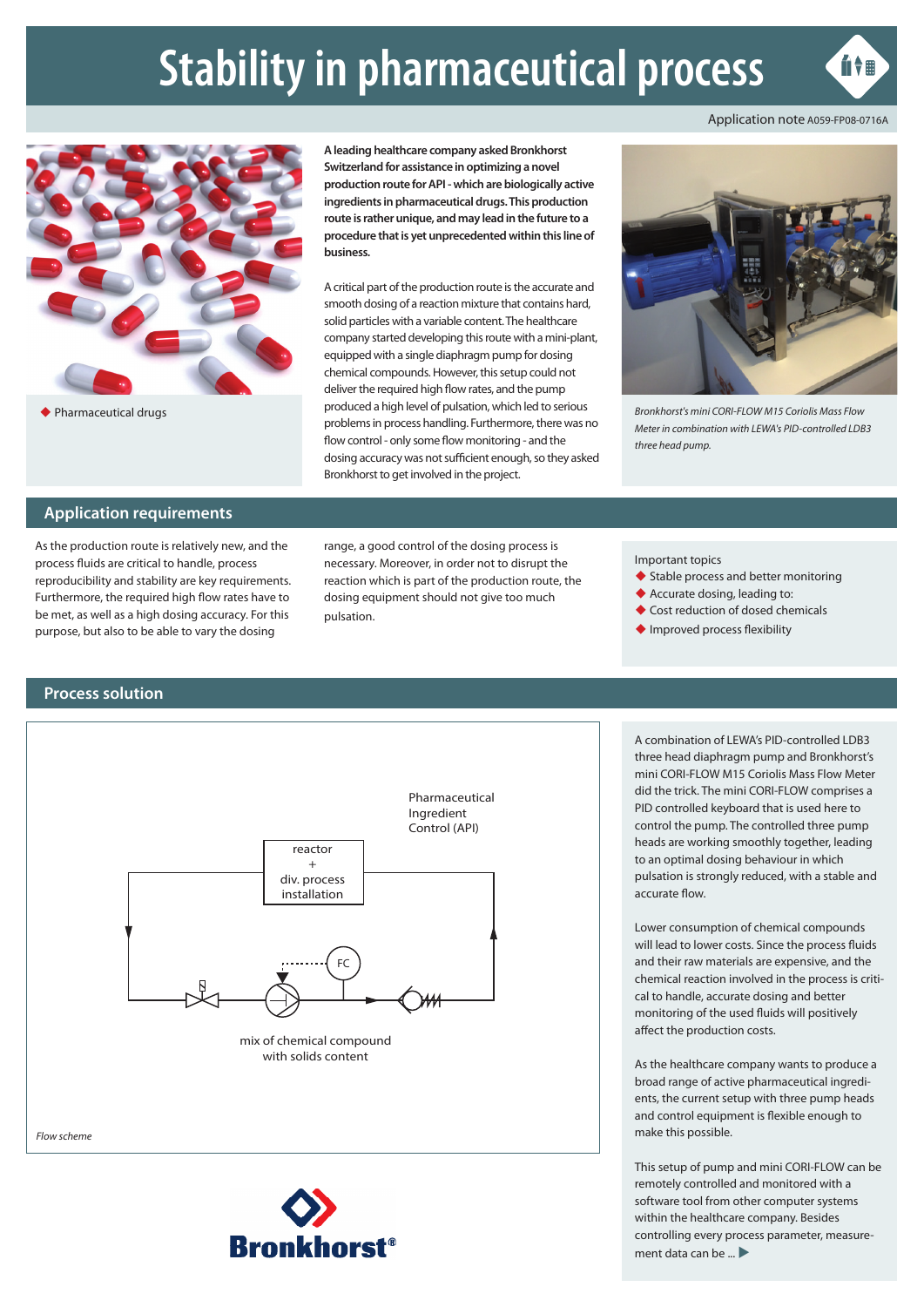# Stability in pharmaceutical process

Application note A059-FP08-0716A

◆ Pharmaceutical drugs

**A leading healthcare company asked Bronkhorst Switzerland for assistance in optimizing a novel production route for API - which are biologically active ingredients in pharmaceutical drugs. This production route is rather unique, and may lead in the future to a procedure that is yet unprecedented within this line of business.**

A critical part of the production route is the accurate and smooth dosing of a reaction mixture that contains hard, solid particles with a variable content. The healthcare company started developing this route with a mini-plant, equipped with a single diaphragm pump for dosing chemical compounds. However, this setup could not deliver the required high flow rates, and the pump produced a high level of pulsation, which led to serious problems in process handling. Furthermore, there was no flow control - only some flow monitoring - and the dosing accuracy was not sufficient enough, so they asked Bronkhorst to get involved in the project.

*Bronkhorst's mini CORI-FLOW M15 Coriolis Mass Flow Meter in combination with LEWA's PID-controlled LDB3 three head pump.*

## Application requirements

As the production route is relatively new, and the process fluids are critical to handle, process reproducibility and stability are key requirements. Furthermore, the required high flow rates have to be met, as well as a high dosing accuracy. For this purpose, but also to be able to vary the dosing range, a good control of the dosing process is necessary. Moreover, in order not to disrupt the reaction which is part of the production route, the dosing equipment should not give too much pulsation.

Important topics

- ◆ Stable process and better monitoring
- ◆ Accurate dosing, leading to:
- ◆ Cost reduction of dosed chemicals
- ◆ Improved process flexibility

## Process solution

Pharmaceutical Ingredient Control (API)

reactor + div. process installation

FC

mix of chemical compound with solids content

*Flow scheme*

A combination of LEWA's PID-controlled LDB3 three head diaphragm pump and Bronkhorst's mini CORI-FLOW M15 Coriolis Mass Flow Meter did the trick. The mini CORI-FLOW comprises a PID controlled keyboard that is used here to control the pump. The controlled three pump heads are working smoothly together, leading to an optimal dosing behaviour in which pulsation is strongly reduced, with a stable and accurate flow.

Lower consumption of chemical compounds will lead to lower costs. Since the process fluids and their raw materials are expensive, and the chemical reaction involved in the process is critical to handle, accurate dosing and better monitoring of the used fluids will positively affect the production costs.

As the healthcare company wants to produce a broad range of active pharmaceutical ingredients, the current setup with three pump heads and control equipment is flexible enough to make this possible.

This setup of pump and mini CORI-FLOW can be remotely controlled and monitored with a software tool from other computer systems within the healthcare company. Besides controlling every process parameter, measurement data can be ... ▶

Bronkhorst®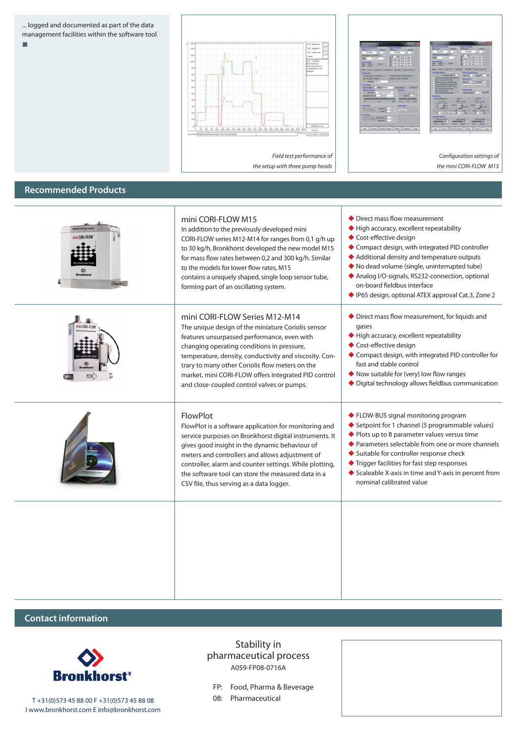... logged and documented as part of the data management facilities within the software tool.

*Field test performance of the setup with three pump heads*

*Configuration settings of the mini CORI-FLOW M15*

## Recommended Products

### mini CORI-FLOW M15

In addition to the previously developed mini CORI-FLOW series M12-M14 for ranges from 0,1 g/h up to 30 kg/h, Bronkhorst developed the new model M15 for mass flow rates between 0,2 and 300 kg/h. Similar to the models for lower flow rates, M15 contains a uniquely shaped, single loop sensor tube, forming part of an oscillating system.

- Direct mass flow measurement
- High accuracy, excellent repeatability
- Cost-effective design
- Compact design, with integrated PID controller
- Additional density and temperature outputs
- No dead volume (single, uninterrupted tube)
- Analog I/O-signals, RS232-connection, optional on-board fieldbus interface
- IP65 design, optional ATEX approval Cat.3, Zone 2

### mini CORI-FLOW Series M12-M14

The unique design of the miniature Coriolis sensor features unsurpassed performance, even with changing operating conditions in pressure, temperature, density, conductivity and viscosity. Contrary to many other Coriolis flow meters on the market, mini CORI-FLOW offers integrated PID control and close-coupled control valves or pumps.

- Direct mass flow measurement, for liquids and gases
- High accuracy, excellent repeatability
- Cost-effective design
- Compact design, with integrated PID controller for fast and stable control
- Now suitable for (very) low flow ranges
- Digital technology allows fieldbus communication

### FlowPlot

FlowPlot is a software application for monitoring and service purposes on Bronkhorst digital instruments. It gives good insight in the dynamic behaviour of meters and controllers and allows adjustment of controller, alarm and counter settings. While plotting, the software tool can store the measured data in a CSV file, thus serving as a data logger.

- FLOW-BUS signal monitoring program
- Setpoint for 1 channel (5 programmable values)
- Plots up to 8 parameter values versus time
- Parameters selectable from one or more channels
- Suitable for controller response check
- Trigger facilities for fast step responses
- Scaleable X-axis in time and Y-axis in percent from nominal calibrated value

## Contact information

Bronkhorst®

T +31(0)573 45 88 00 F +31(0)573 45 88 08
I www.bronkhorst.com E info@bronkhorst.com

Stability in pharmaceutical process
A059-FP08-0716A

FP: Food, Pharma & Beverage
08: Pharmaceutical